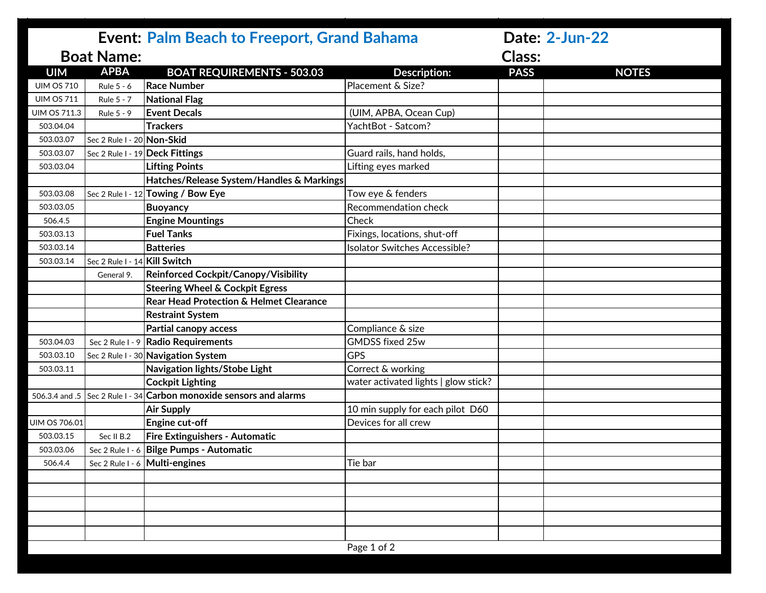**Event:** Palm Beach to Freeport, Grand Bahama **Date:** 2-Jun-22

**Boat Name:** **Class:**

| UIM | APBA | BOAT REQUIREMENTS - 503.03 | Description: | PASS | NOTES |
|---|---|---|---|---|---|
| UIM OS 710 | Rule 5 - 6 | **Race Number** | Placement & Size? | | |
| UIM OS 711 | Rule 5 - 7 | **National Flag** | | | |
| UIM OS 711.3 | Rule 5 - 9 | **Event Decals** | (UIM, APBA, Ocean Cup) | | |
| 503.04.04 | | **Trackers** | YachtBot - Satcom? | | |
| 503.03.07 | Sec 2 Rule I - 20 | **Non-Skid** | | | |
| 503.03.07 | Sec 2 Rule I - 19 | **Deck Fittings** | Guard rails, hand holds, | | |
| 503.03.04 | | **Lifting Points** | Lifting eyes marked | | |
| | | **Hatches/Release System/Handles & Markings** | | | |
| 503.03.08 | Sec 2 Rule I - 12 | **Towing / Bow Eye** | Tow eye & fenders | | |
| 503.03.05 | | **Buoyancy** | Recommendation check | | |
| 506.4.5 | | **Engine Mountings** | Check | | |
| 503.03.13 | | **Fuel Tanks** | Fixings, locations, shut-off | | |
| 503.03.14 | | **Batteries** | Isolator Switches Accessible? | | |
| 503.03.14 | Sec 2 Rule I - 14 | **Kill Switch** | | | |
| | General 9. | **Reinforced Cockpit/Canopy/Visibility** | | | |
| | | **Steering Wheel & Cockpit Egress** | | | |
| | | **Rear Head Protection & Helmet Clearance** | | | |
| | | **Restraint System** | | | |
| | | **Partial canopy access** | Compliance & size | | |
| 503.04.03 | Sec 2 Rule I - 9 | **Radio Requirements** | GMDSS fixed 25w | | |
| 503.03.10 | Sec 2 Rule I - 30 | **Navigation System** | GPS | | |
| 503.03.11 | | **Navigation lights/Stobe Light** | Correct & working | | |
| | | **Cockpit Lighting** | water activated lights \| glow stick? | | |
| 506.3.4 and .5 | Sec 2 Rule I - 34 | **Carbon monoxide sensors and alarms** | | | |
| | | **Air Supply** | 10 min supply for each pilot D60 | | |
| UIM OS 706.01 | | **Engine cut-off** | Devices for all crew | | |
| 503.03.15 | Sec II B.2 | **Fire Extinguishers - Automatic** | | | |
| 503.03.06 | Sec 2 Rule I - 6 | **Bilge Pumps - Automatic** | | | |
| 506.4.4 | Sec 2 Rule I - 6 | **Multi-engines** | Tie bar | | |
| | | | | | |
| | | | | | |
| | | | | | |
| | | | | | |
| | | | | | |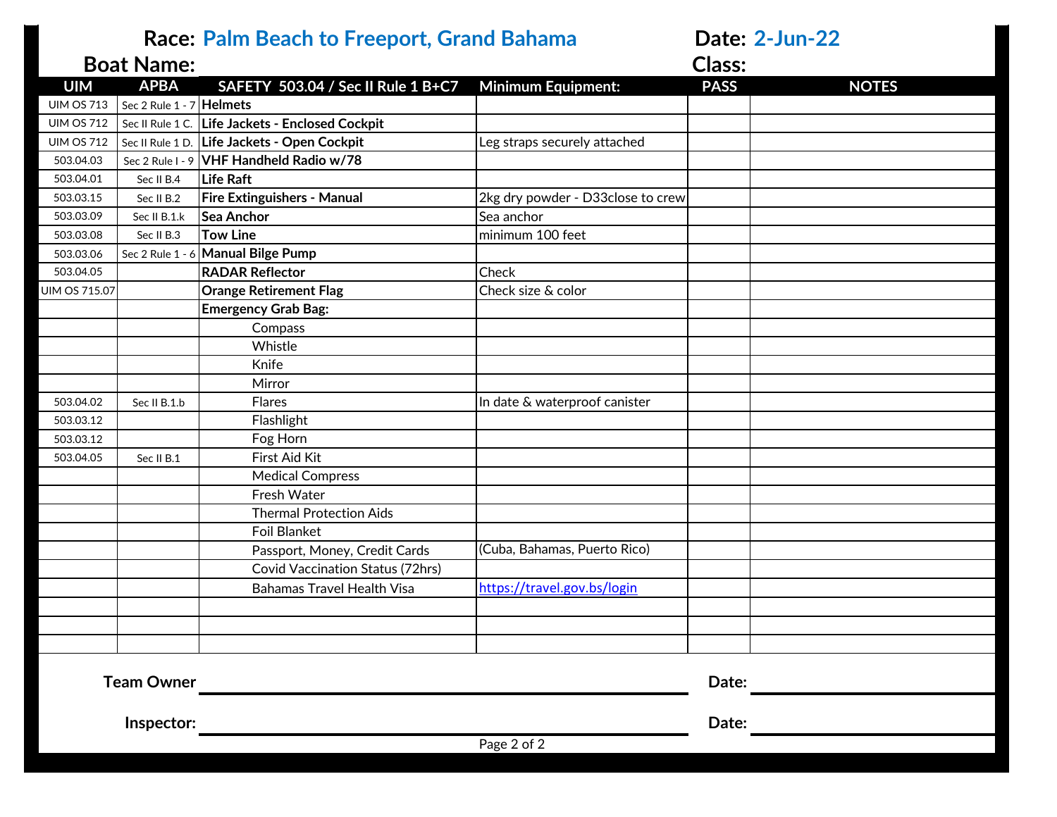**Race:** Palm Beach to Freeport, Grand Bahama **Date:** 2-Jun-22

**Boat Name:** **Class:**

| UIM | APBA | SAFETY 503.04 / Sec II Rule 1 B+C7 | Minimum Equipment: | PASS | NOTES |
|---|---|---|---|---|---|
| UIM OS 713 | Sec 2 Rule 1 - 7 | **Helmets** | | | |
| UIM OS 712 | Sec II Rule 1 C. | **Life Jackets - Enclosed Cockpit** | | | |
| UIM OS 712 | Sec II Rule 1 D. | **Life Jackets - Open Cockpit** | Leg straps securely attached | | |
| 503.04.03 | Sec 2 Rule I - 9 | **VHF Handheld Radio w/78** | | | |
| 503.04.01 | Sec II B.4 | **Life Raft** | | | |
| 503.03.15 | Sec II B.2 | **Fire Extinguishers - Manual** | 2kg dry powder - D33close to crew | | |
| 503.03.09 | Sec II B.1.k | **Sea Anchor** | Sea anchor | | |
| 503.03.08 | Sec II B.3 | **Tow Line** | minimum 100 feet | | |
| 503.03.06 | Sec 2 Rule 1 - 6 | **Manual Bilge Pump** | | | |
| 503.04.05 | | **RADAR Reflector** | Check | | |
| UIM OS 715.07 | | **Orange Retirement Flag** | Check size & color | | |
| | | **Emergency Grab Bag:** | | | |
| | | Compass | | | |
| | | Whistle | | | |
| | | Knife | | | |
| | | Mirror | | | |
| 503.04.02 | Sec II B.1.b | Flares | In date & waterproof canister | | |
| 503.03.12 | | Flashlight | | | |
| 503.03.12 | | Fog Horn | | | |
| 503.04.05 | Sec II B.1 | First Aid Kit | | | |
| | | Medical Compress | | | |
| | | Fresh Water | | | |
| | | Thermal Protection Aids | | | |
| | | Foil Blanket | | | |
| | | Passport, Money, Credit Cards | (Cuba, Bahamas, Puerto Rico) | | |
| | | Covid Vaccination Status (72hrs) | | | |
| | | Bahamas Travel Health Visa | https://travel.gov.bs/login | | |
| | | | | | |
| | | | | | |
| | | | | | |

**Team Owner** ______________________ **Date:** ____________

**Inspector:** ______________________ **Date:** ____________